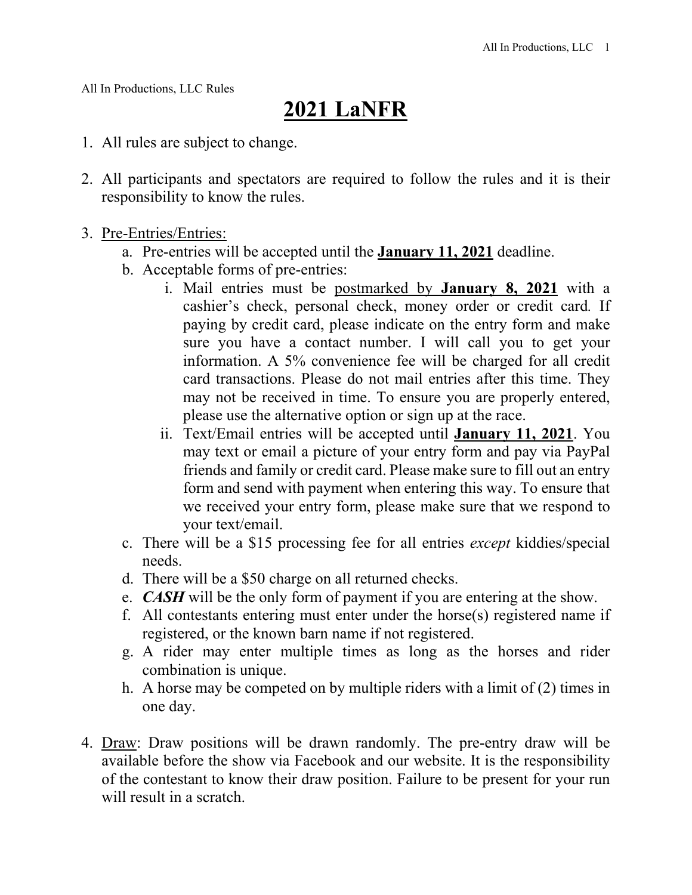All In Productions, LLC Rules

# 2021 LaNFR

1. All rules are subject to change.

2. All participants and spectators are required to follow the rules and it is their responsibility to know the rules.

3. Pre-Entries/Entries:
   a. Pre-entries will be accepted until the **January 11, 2021** deadline.
   b. Acceptable forms of pre-entries:
      i. Mail entries must be postmarked by **January 8, 2021** with a cashier's check, personal check, money order or credit card*.* If paying by credit card, please indicate on the entry form and make sure you have a contact number. I will call you to get your information. A 5% convenience fee will be charged for all credit card transactions. Please do not mail entries after this time. They may not be received in time. To ensure you are properly entered, please use the alternative option or sign up at the race.
      ii. Text/Email entries will be accepted until **January 11, 2021**. You may text or email a picture of your entry form and pay via PayPal friends and family or credit card. Please make sure to fill out an entry form and send with payment when entering this way. To ensure that we received your entry form, please make sure that we respond to your text/email.
   c. There will be a $15 processing fee for all entries *except* kiddies/special needs.
   d. There will be a $50 charge on all returned checks.
   e. ***CASH*** will be the only form of payment if you are entering at the show.
   f. All contestants entering must enter under the horse(s) registered name if registered, or the known barn name if not registered.
   g. A rider may enter multiple times as long as the horses and rider combination is unique.
   h. A horse may be competed on by multiple riders with a limit of (2) times in one day.

4. Draw: Draw positions will be drawn randomly. The pre-entry draw will be available before the show via Facebook and our website. It is the responsibility of the contestant to know their draw position. Failure to be present for your run will result in a scratch.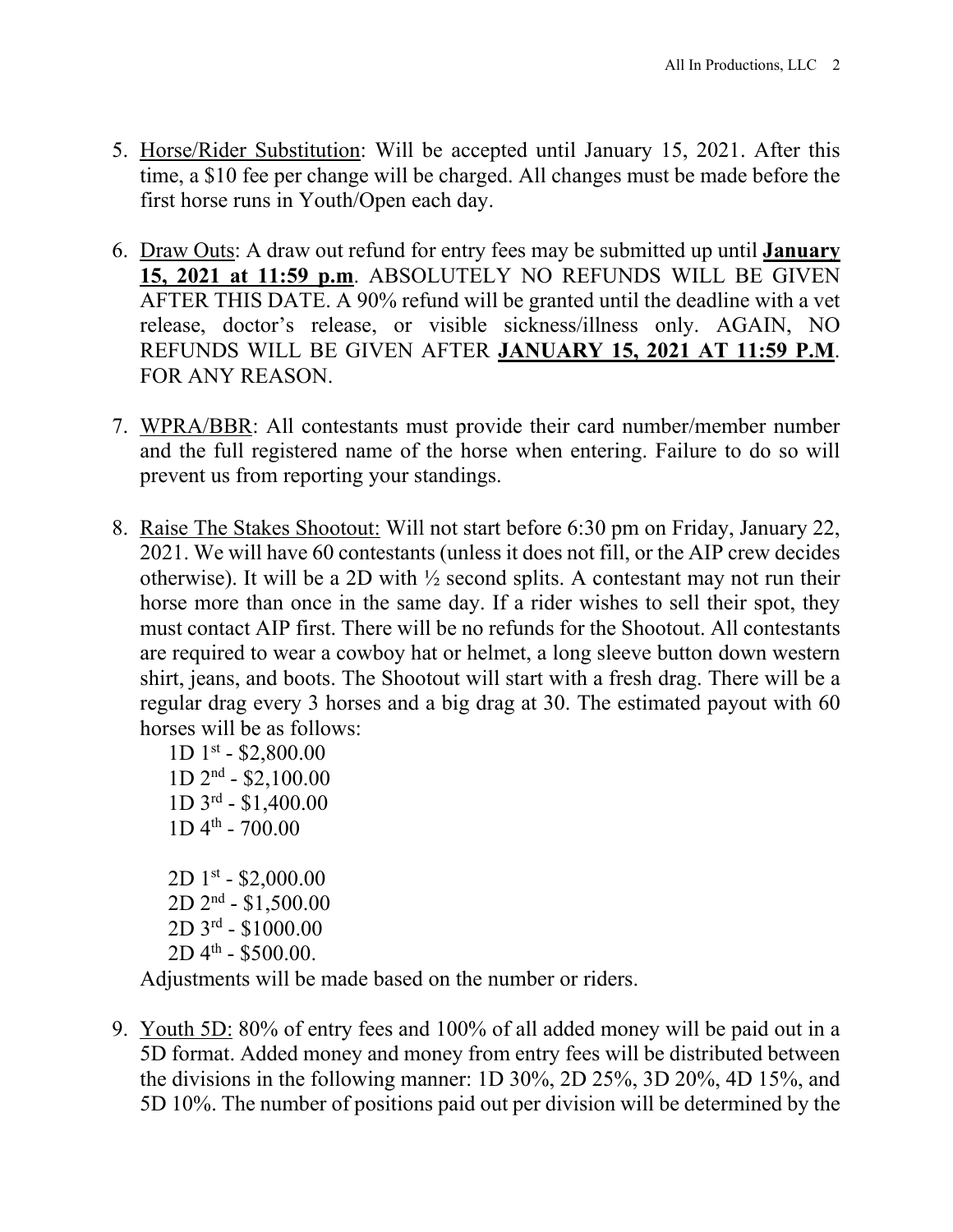5. <u>Horse/Rider Substitution</u>: Will be accepted until January 15, 2021. After this time, a $10 fee per change will be charged. All changes must be made before the first horse runs in Youth/Open each day.

6. <u>Draw Outs</u>: A draw out refund for entry fees may be submitted up until **<u>January 15, 2021 at 11:59 p.m</u>**. ABSOLUTELY NO REFUNDS WILL BE GIVEN AFTER THIS DATE. A 90% refund will be granted until the deadline with a vet release, doctor's release, or visible sickness/illness only. AGAIN, NO REFUNDS WILL BE GIVEN AFTER **<u>JANUARY 15, 2021 AT 11:59 P.M</u>**. FOR ANY REASON.

7. <u>WPRA/BBR</u>: All contestants must provide their card number/member number and the full registered name of the horse when entering. Failure to do so will prevent us from reporting your standings.

8. <u>Raise The Stakes Shootout:</u> Will not start before 6:30 pm on Friday, January 22, 2021. We will have 60 contestants (unless it does not fill, or the AIP crew decides otherwise). It will be a 2D with ½ second splits. A contestant may not run their horse more than once in the same day. If a rider wishes to sell their spot, they must contact AIP first. There will be no refunds for the Shootout. All contestants are required to wear a cowboy hat or helmet, a long sleeve button down western shirt, jeans, and boots. The Shootout will start with a fresh drag. There will be a regular drag every 3 horses and a big drag at 30. The estimated payout with 60 horses will be as follows:

   1D 1st - $2,800.00
   1D 2nd - $2,100.00
   1D 3rd - $1,400.00
   1D 4th - 700.00

   2D 1st - $2,000.00
   2D 2nd - $1,500.00
   2D 3rd - $1000.00
   2D 4th - $500.00.

   Adjustments will be made based on the number or riders.

9. <u>Youth 5D:</u> 80% of entry fees and 100% of all added money will be paid out in a 5D format. Added money and money from entry fees will be distributed between the divisions in the following manner: 1D 30%, 2D 25%, 3D 20%, 4D 15%, and 5D 10%. The number of positions paid out per division will be determined by the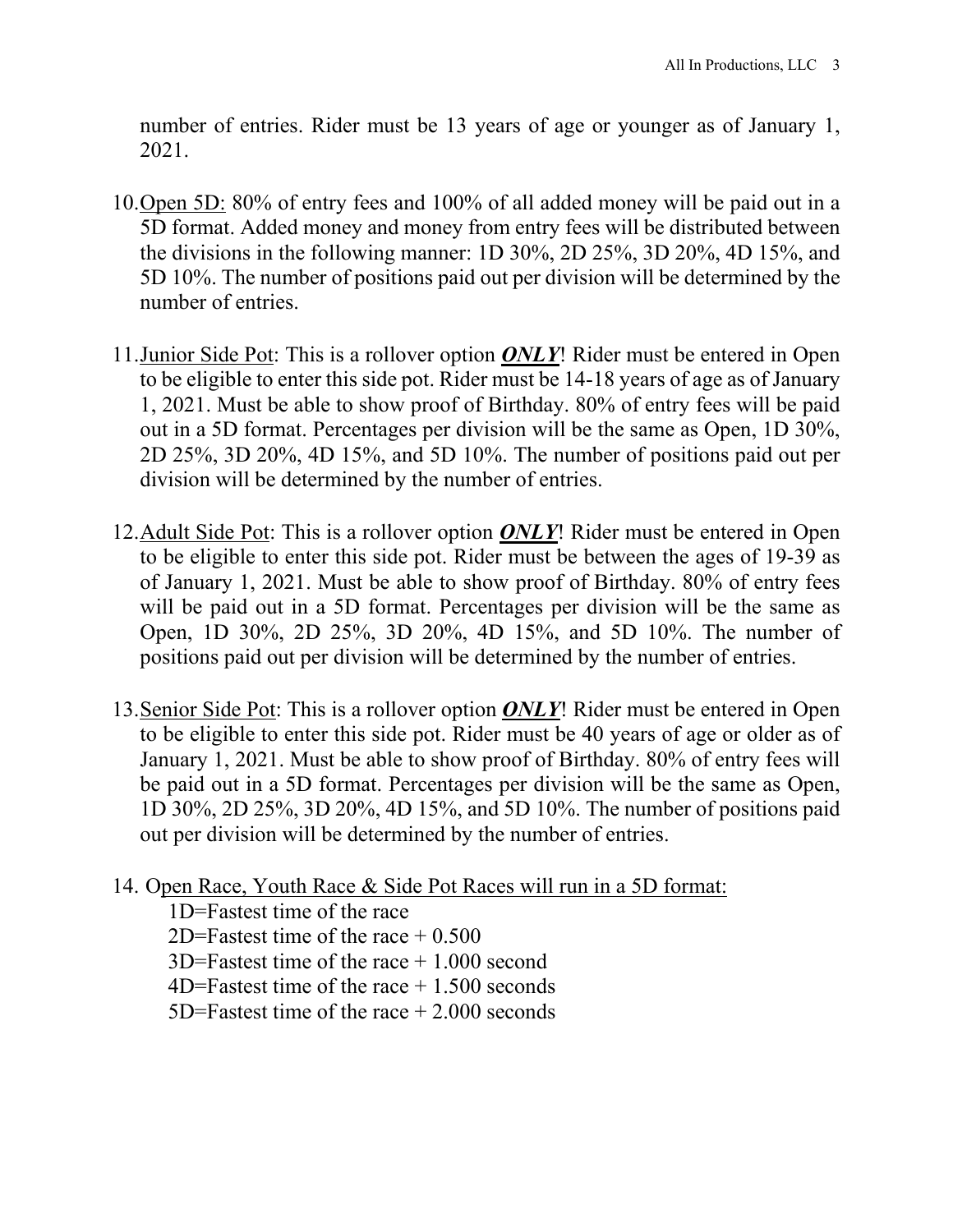number of entries. Rider must be 13 years of age or younger as of January 1, 2021.

10. Open 5D: 80% of entry fees and 100% of all added money will be paid out in a 5D format. Added money and money from entry fees will be distributed between the divisions in the following manner: 1D 30%, 2D 25%, 3D 20%, 4D 15%, and 5D 10%. The number of positions paid out per division will be determined by the number of entries.

11. Junior Side Pot: This is a rollover option ***ONLY***! Rider must be entered in Open to be eligible to enter this side pot. Rider must be 14-18 years of age as of January 1, 2021. Must be able to show proof of Birthday. 80% of entry fees will be paid out in a 5D format. Percentages per division will be the same as Open, 1D 30%, 2D 25%, 3D 20%, 4D 15%, and 5D 10%. The number of positions paid out per division will be determined by the number of entries.

12. Adult Side Pot: This is a rollover option ***ONLY***! Rider must be entered in Open to be eligible to enter this side pot. Rider must be between the ages of 19-39 as of January 1, 2021. Must be able to show proof of Birthday. 80% of entry fees will be paid out in a 5D format. Percentages per division will be the same as Open, 1D 30%, 2D 25%, 3D 20%, 4D 15%, and 5D 10%. The number of positions paid out per division will be determined by the number of entries.

13. Senior Side Pot: This is a rollover option ***ONLY***! Rider must be entered in Open to be eligible to enter this side pot. Rider must be 40 years of age or older as of January 1, 2021. Must be able to show proof of Birthday. 80% of entry fees will be paid out in a 5D format. Percentages per division will be the same as Open, 1D 30%, 2D 25%, 3D 20%, 4D 15%, and 5D 10%. The number of positions paid out per division will be determined by the number of entries.

14. Open Race, Youth Race & Side Pot Races will run in a 5D format:
    - 1D=Fastest time of the race
    - 2D=Fastest time of the race + 0.500
    - 3D=Fastest time of the race + 1.000 second
    - 4D=Fastest time of the race + 1.500 seconds
    - 5D=Fastest time of the race + 2.000 seconds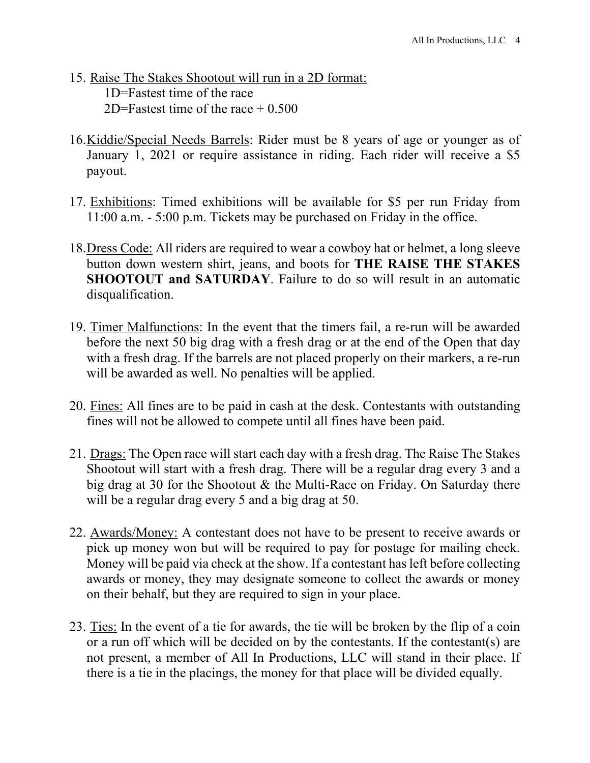15. <u>Raise The Stakes Shootout will run in a 2D format:</u>
    1D=Fastest time of the race
    2D=Fastest time of the race + 0.500

16. <u>Kiddie/Special Needs Barrels</u>: Rider must be 8 years of age or younger as of January 1, 2021 or require assistance in riding. Each rider will receive a $5 payout.

17. <u>Exhibitions</u>: Timed exhibitions will be available for $5 per run Friday from 11:00 a.m. - 5:00 p.m. Tickets may be purchased on Friday in the office.

18. <u>Dress Code:</u> All riders are required to wear a cowboy hat or helmet, a long sleeve button down western shirt, jeans, and boots for **THE RAISE THE STAKES SHOOTOUT and SATURDAY**. Failure to do so will result in an automatic disqualification.

19. <u>Timer Malfunctions</u>: In the event that the timers fail, a re-run will be awarded before the next 50 big drag with a fresh drag or at the end of the Open that day with a fresh drag. If the barrels are not placed properly on their markers, a re-run will be awarded as well. No penalties will be applied.

20. <u>Fines:</u> All fines are to be paid in cash at the desk. Contestants with outstanding fines will not be allowed to compete until all fines have been paid.

21. <u>Drags:</u> The Open race will start each day with a fresh drag. The Raise The Stakes Shootout will start with a fresh drag. There will be a regular drag every 3 and a big drag at 30 for the Shootout & the Multi-Race on Friday. On Saturday there will be a regular drag every 5 and a big drag at 50.

22. <u>Awards/Money:</u> A contestant does not have to be present to receive awards or pick up money won but will be required to pay for postage for mailing check. Money will be paid via check at the show. If a contestant has left before collecting awards or money, they may designate someone to collect the awards or money on their behalf, but they are required to sign in your place.

23. <u>Ties:</u> In the event of a tie for awards, the tie will be broken by the flip of a coin or a run off which will be decided on by the contestants. If the contestant(s) are not present, a member of All In Productions, LLC will stand in their place. If there is a tie in the placings, the money for that place will be divided equally.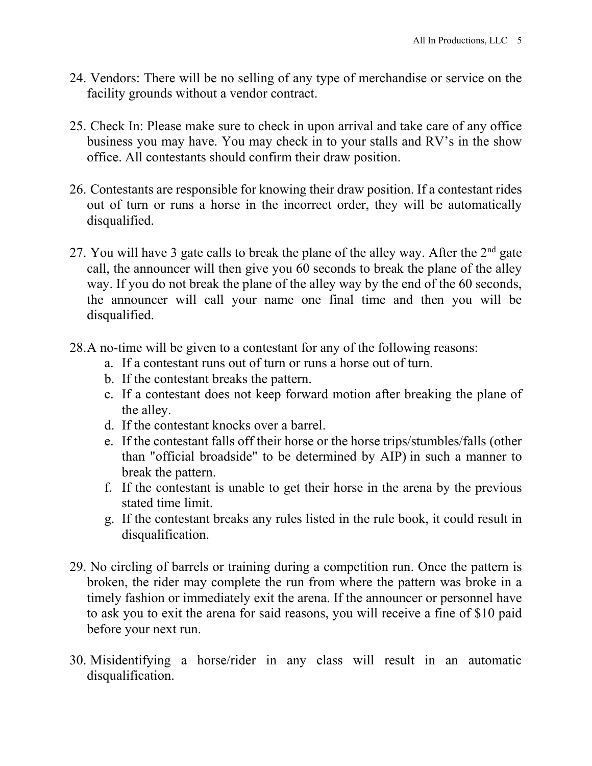24. <u>Vendors:</u> There will be no selling of any type of merchandise or service on the facility grounds without a vendor contract.

25. <u>Check In:</u> Please make sure to check in upon arrival and take care of any office business you may have. You may check in to your stalls and RV's in the show office. All contestants should confirm their draw position.

26. Contestants are responsible for knowing their draw position. If a contestant rides out of turn or runs a horse in the incorrect order, they will be automatically disqualified.

27. You will have 3 gate calls to break the plane of the alley way. After the 2nd gate call, the announcer will then give you 60 seconds to break the plane of the alley way. If you do not break the plane of the alley way by the end of the 60 seconds, the announcer will call your name one final time and then you will be disqualified.

28. A no-time will be given to a contestant for any of the following reasons:
    a. If a contestant runs out of turn or runs a horse out of turn.
    b. If the contestant breaks the pattern.
    c. If a contestant does not keep forward motion after breaking the plane of the alley.
    d. If the contestant knocks over a barrel.
    e. If the contestant falls off their horse or the horse trips/stumbles/falls (other than "official broadside" to be determined by AIP) in such a manner to break the pattern.
    f. If the contestant is unable to get their horse in the arena by the previous stated time limit.
    g. If the contestant breaks any rules listed in the rule book, it could result in disqualification.

29. No circling of barrels or training during a competition run. Once the pattern is broken, the rider may complete the run from where the pattern was broke in a timely fashion or immediately exit the arena. If the announcer or personnel have to ask you to exit the arena for said reasons, you will receive a fine of $10 paid before your next run.

30. Misidentifying a horse/rider in any class will result in an automatic disqualification.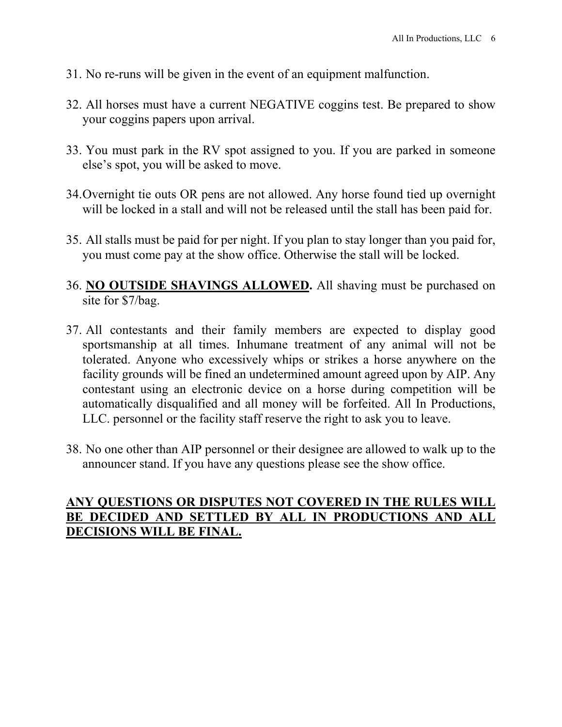31. No re-runs will be given in the event of an equipment malfunction.

32. All horses must have a current NEGATIVE coggins test. Be prepared to show your coggins papers upon arrival.

33. You must park in the RV spot assigned to you. If you are parked in someone else's spot, you will be asked to move.

34. Overnight tie outs OR pens are not allowed. Any horse found tied up overnight will be locked in a stall and will not be released until the stall has been paid for.

35. All stalls must be paid for per night. If you plan to stay longer than you paid for, you must come pay at the show office. Otherwise the stall will be locked.

36. **NO OUTSIDE SHAVINGS ALLOWED.** All shaving must be purchased on site for $7/bag.

37. All contestants and their family members are expected to display good sportsmanship at all times. Inhumane treatment of any animal will not be tolerated. Anyone who excessively whips or strikes a horse anywhere on the facility grounds will be fined an undetermined amount agreed upon by AIP. Any contestant using an electronic device on a horse during competition will be automatically disqualified and all money will be forfeited. All In Productions, LLC. personnel or the facility staff reserve the right to ask you to leave.

38. No one other than AIP personnel or their designee are allowed to walk up to the announcer stand. If you have any questions please see the show office.

**ANY QUESTIONS OR DISPUTES NOT COVERED IN THE RULES WILL BE DECIDED AND SETTLED BY ALL IN PRODUCTIONS AND ALL DECISIONS WILL BE FINAL.**